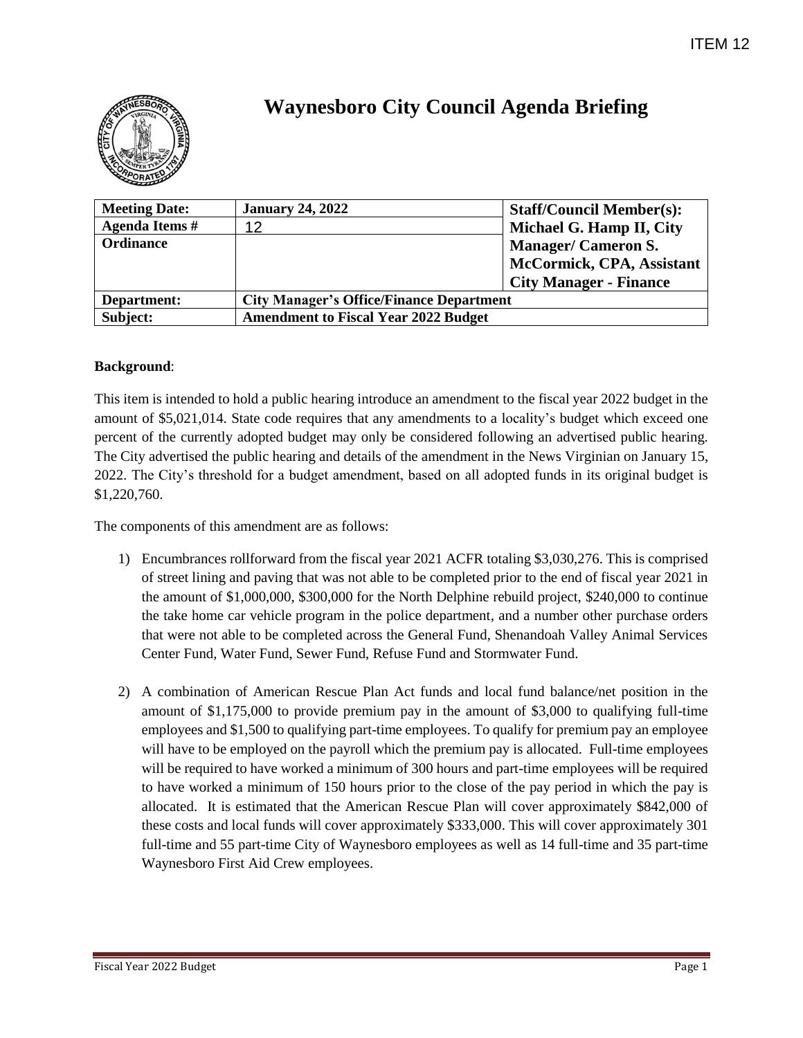ITEM 12

# Waynesboro City Council Agenda Briefing

| Meeting Date: | January 24, 2022 | Staff/Council Member(s): Michael G. Hamp II, City Manager/ Cameron S. McCormick, CPA, Assistant City Manager - Finance |
|---|---|---|
| Agenda Items # | 12 | |
| Ordinance | | |
| Department: | City Manager's Office/Finance Department | |
| Subject: | Amendment to Fiscal Year 2022 Budget | |

**Background**:

This item is intended to hold a public hearing introduce an amendment to the fiscal year 2022 budget in the amount of $5,021,014. State code requires that any amendments to a locality's budget which exceed one percent of the currently adopted budget may only be considered following an advertised public hearing. The City advertised the public hearing and details of the amendment in the News Virginian on January 15, 2022. The City's threshold for a budget amendment, based on all adopted funds in its original budget is $1,220,760.

The components of this amendment are as follows:

1) Encumbrances rollforward from the fiscal year 2021 ACFR totaling $3,030,276. This is comprised of street lining and paving that was not able to be completed prior to the end of fiscal year 2021 in the amount of $1,000,000, $300,000 for the North Delphine rebuild project, $240,000 to continue the take home car vehicle program in the police department, and a number other purchase orders that were not able to be completed across the General Fund, Shenandoah Valley Animal Services Center Fund, Water Fund, Sewer Fund, Refuse Fund and Stormwater Fund.

2) A combination of American Rescue Plan Act funds and local fund balance/net position in the amount of $1,175,000 to provide premium pay in the amount of $3,000 to qualifying full-time employees and $1,500 to qualifying part-time employees. To qualify for premium pay an employee will have to be employed on the payroll which the premium pay is allocated. Full-time employees will be required to have worked a minimum of 300 hours and part-time employees will be required to have worked a minimum of 150 hours prior to the close of the pay period in which the pay is allocated. It is estimated that the American Rescue Plan will cover approximately $842,000 of these costs and local funds will cover approximately $333,000. This will cover approximately 301 full-time and 55 part-time City of Waynesboro employees as well as 14 full-time and 35 part-time Waynesboro First Aid Crew employees.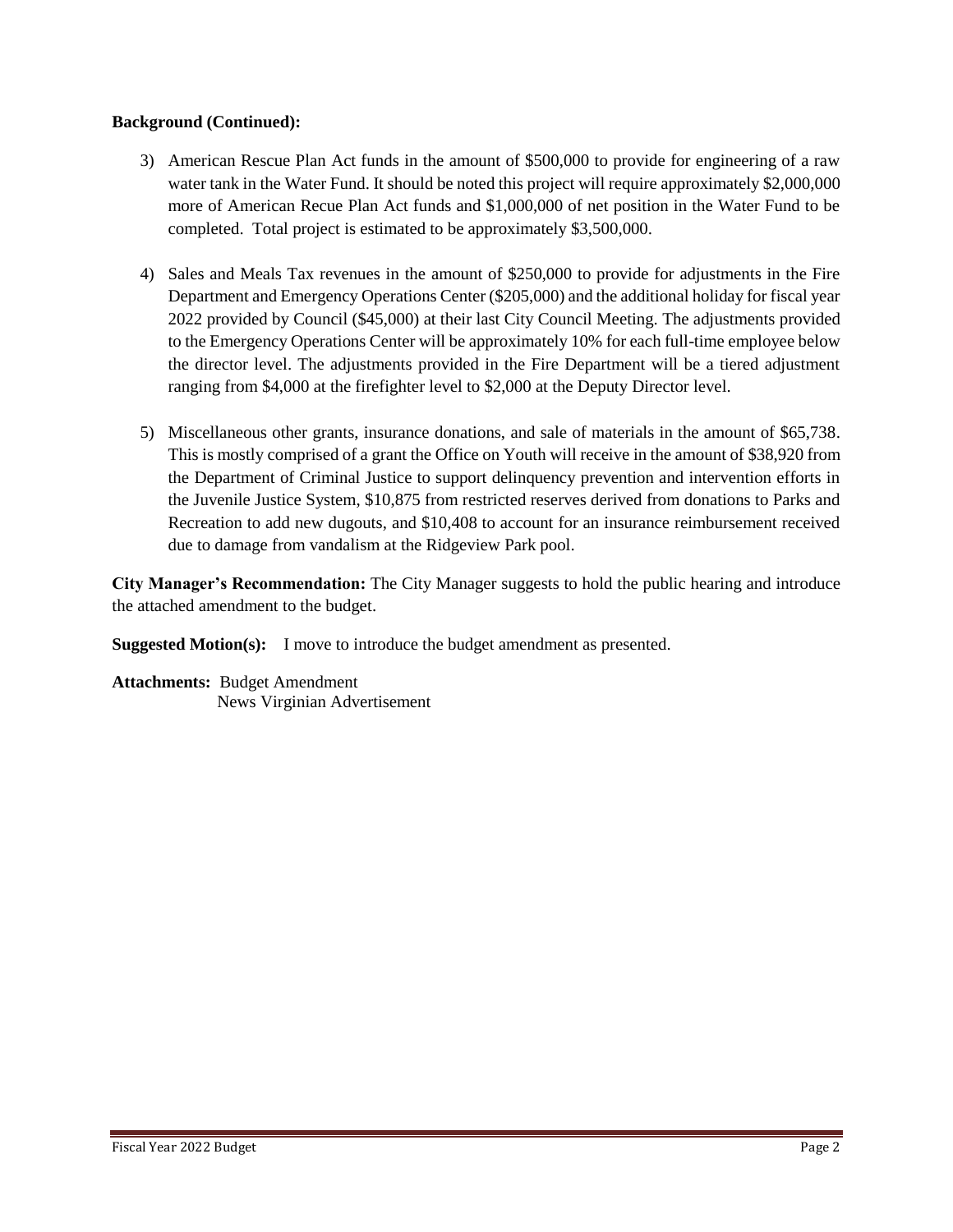**Background (Continued):**

3) American Rescue Plan Act funds in the amount of $500,000 to provide for engineering of a raw water tank in the Water Fund. It should be noted this project will require approximately $2,000,000 more of American Recue Plan Act funds and $1,000,000 of net position in the Water Fund to be completed. Total project is estimated to be approximately $3,500,000.

4) Sales and Meals Tax revenues in the amount of $250,000 to provide for adjustments in the Fire Department and Emergency Operations Center ($205,000) and the additional holiday for fiscal year 2022 provided by Council ($45,000) at their last City Council Meeting. The adjustments provided to the Emergency Operations Center will be approximately 10% for each full-time employee below the director level. The adjustments provided in the Fire Department will be a tiered adjustment ranging from $4,000 at the firefighter level to $2,000 at the Deputy Director level.

5) Miscellaneous other grants, insurance donations, and sale of materials in the amount of $65,738. This is mostly comprised of a grant the Office on Youth will receive in the amount of $38,920 from the Department of Criminal Justice to support delinquency prevention and intervention efforts in the Juvenile Justice System, $10,875 from restricted reserves derived from donations to Parks and Recreation to add new dugouts, and $10,408 to account for an insurance reimbursement received due to damage from vandalism at the Ridgeview Park pool.

**City Manager's Recommendation:** The City Manager suggests to hold the public hearing and introduce the attached amendment to the budget.

**Suggested Motion(s):** I move to introduce the budget amendment as presented.

**Attachments:** Budget Amendment
News Virginian Advertisement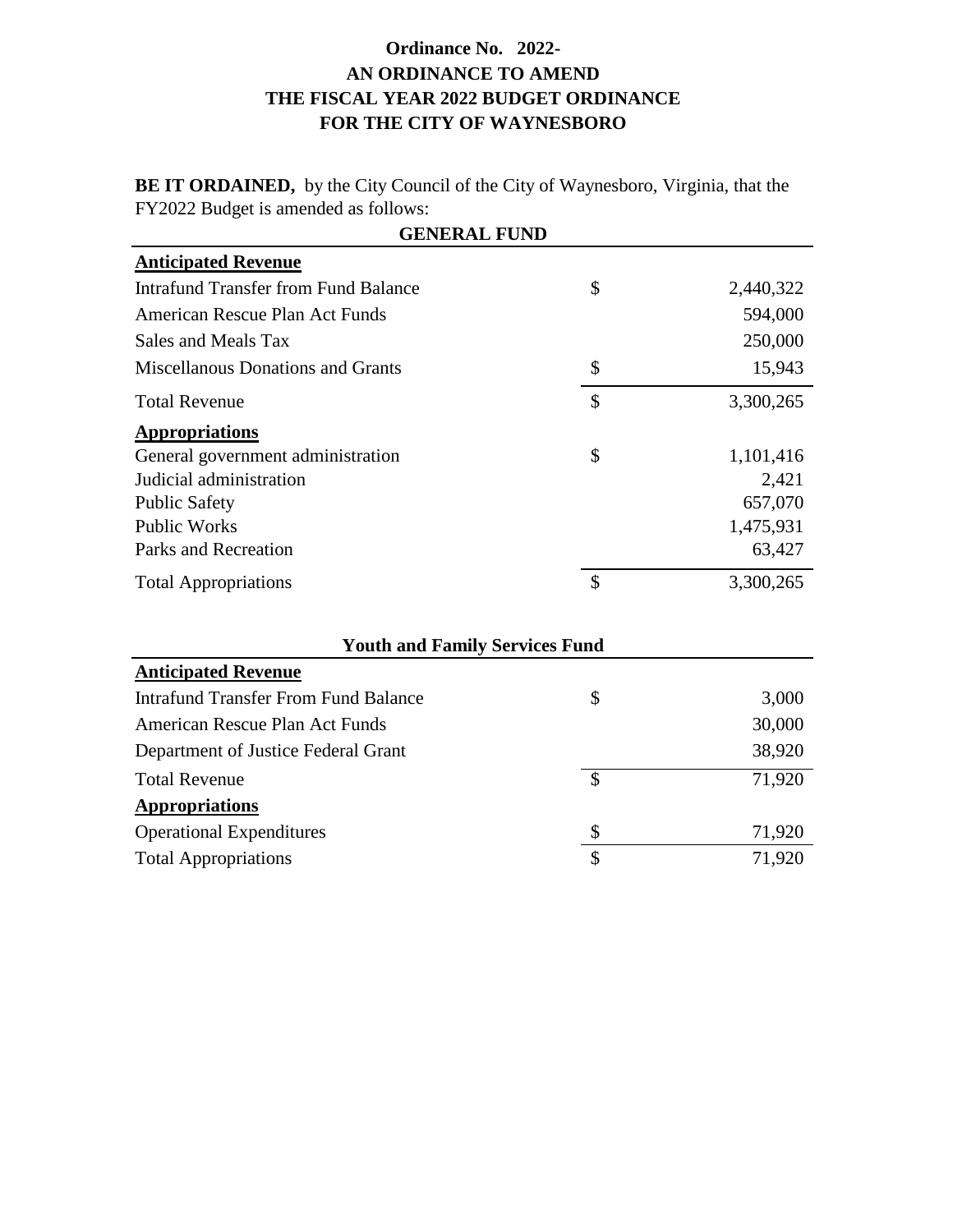# Ordinance No. 2022-
# AN ORDINANCE TO AMEND THE FISCAL YEAR 2022 BUDGET ORDINANCE FOR THE CITY OF WAYNESBORO

**BE IT ORDAINED,** by the City Council of the City of Waynesboro, Virginia, that the FY2022 Budget is amended as follows:

| GENERAL FUND | | |
|---|---|---|
| **Anticipated Revenue** | | |
| Intrafund Transfer from Fund Balance | $ | 2,440,322 |
| American Rescue Plan Act Funds | | 594,000 |
| Sales and Meals Tax | | 250,000 |
| Miscellanous Donations and Grants | $ | 15,943 |
| Total Revenue | $ | 3,300,265 |
| **Appropriations** | | |
| General government administration | $ | 1,101,416 |
| Judicial administration | | 2,421 |
| Public Safety | | 657,070 |
| Public Works | | 1,475,931 |
| Parks and Recreation | | 63,427 |
| Total Appropriations | $ | 3,300,265 |

| Youth and Family Services Fund | | |
|---|---|---|
| **Anticipated Revenue** | | |
| Intrafund Transfer From Fund Balance | $ | 3,000 |
| American Rescue Plan Act Funds | | 30,000 |
| Department of Justice Federal Grant | | 38,920 |
| Total Revenue | $ | 71,920 |
| **Appropriations** | | |
| Operational Expenditures | $ | 71,920 |
| Total Appropriations | $ | 71,920 |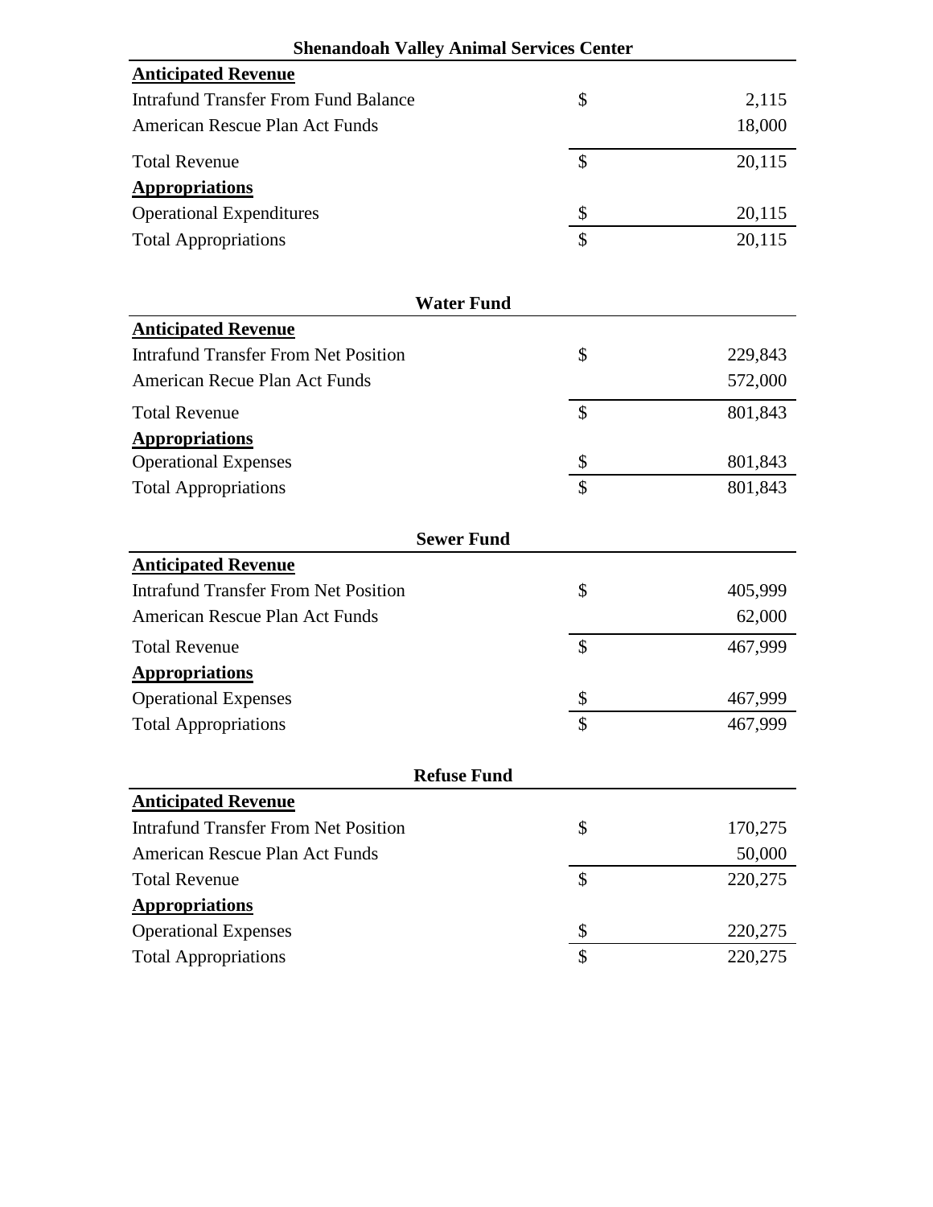**Shenandoah Valley Animal Services Center**

| | | |
|---|---|---|
| **Anticipated Revenue** | | |
| Intrafund Transfer From Fund Balance | $ | 2,115 |
| American Rescue Plan Act Funds | | 18,000 |
| Total Revenue | $ | 20,115 |
| **Appropriations** | | |
| Operational Expenditures | $ | 20,115 |
| Total Appropriations | $ | 20,115 |

**Water Fund**

| | | |
|---|---|---|
| **Anticipated Revenue** | | |
| Intrafund Transfer From Net Position | $ | 229,843 |
| American Recue Plan Act Funds | | 572,000 |
| Total Revenue | $ | 801,843 |
| **Appropriations** | | |
| Operational Expenses | $ | 801,843 |
| Total Appropriations | $ | 801,843 |

**Sewer Fund**

| | | |
|---|---|---|
| **Anticipated Revenue** | | |
| Intrafund Transfer From Net Position | $ | 405,999 |
| American Rescue Plan Act Funds | | 62,000 |
| Total Revenue | $ | 467,999 |
| **Appropriations** | | |
| Operational Expenses | $ | 467,999 |
| Total Appropriations | $ | 467,999 |

**Refuse Fund**

| | | |
|---|---|---|
| **Anticipated Revenue** | | |
| Intrafund Transfer From Net Position | $ | 170,275 |
| American Rescue Plan Act Funds | | 50,000 |
| Total Revenue | $ | 220,275 |
| **Appropriations** | | |
| Operational Expenses | $ | 220,275 |
| Total Appropriations | $ | 220,275 |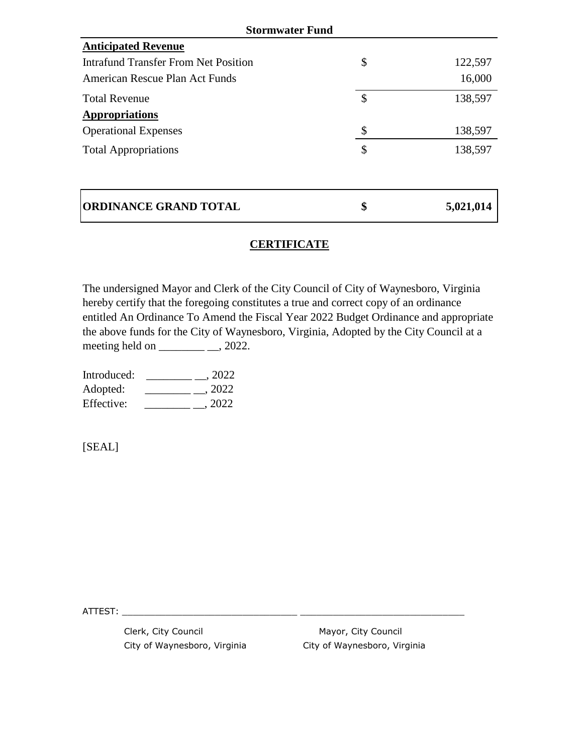| Stormwater Fund | | |
|---|---|---|
| **Anticipated Revenue** | | |
| Intrafund Transfer From Net Position | $ | 122,597 |
| American Rescue Plan Act Funds | | 16,000 |
| Total Revenue | $ | 138,597 |
| **Appropriations** | | |
| Operational Expenses | $ | 138,597 |
| Total Appropriations | $ | 138,597 |

| **ORDINANCE GRAND TOTAL** | **$** | **5,021,014** |
|---|---|---|

## CERTIFICATE

The undersigned Mayor and Clerk of the City Council of City of Waynesboro, Virginia hereby certify that the foregoing constitutes a true and correct copy of an ordinance entitled An Ordinance To Amend the Fiscal Year 2022 Budget Ordinance and appropriate the above funds for the City of Waynesboro, Virginia, Adopted by the City Council at a meeting held on ________ __, 2022.

Introduced: ________ __, 2022
Adopted: ________ __, 2022
Effective: ________ __, 2022

[SEAL]

ATTEST: ________________________________ ______________________________

Clerk, City Council
City of Waynesboro, Virginia

Mayor, City Council
City of Waynesboro, Virginia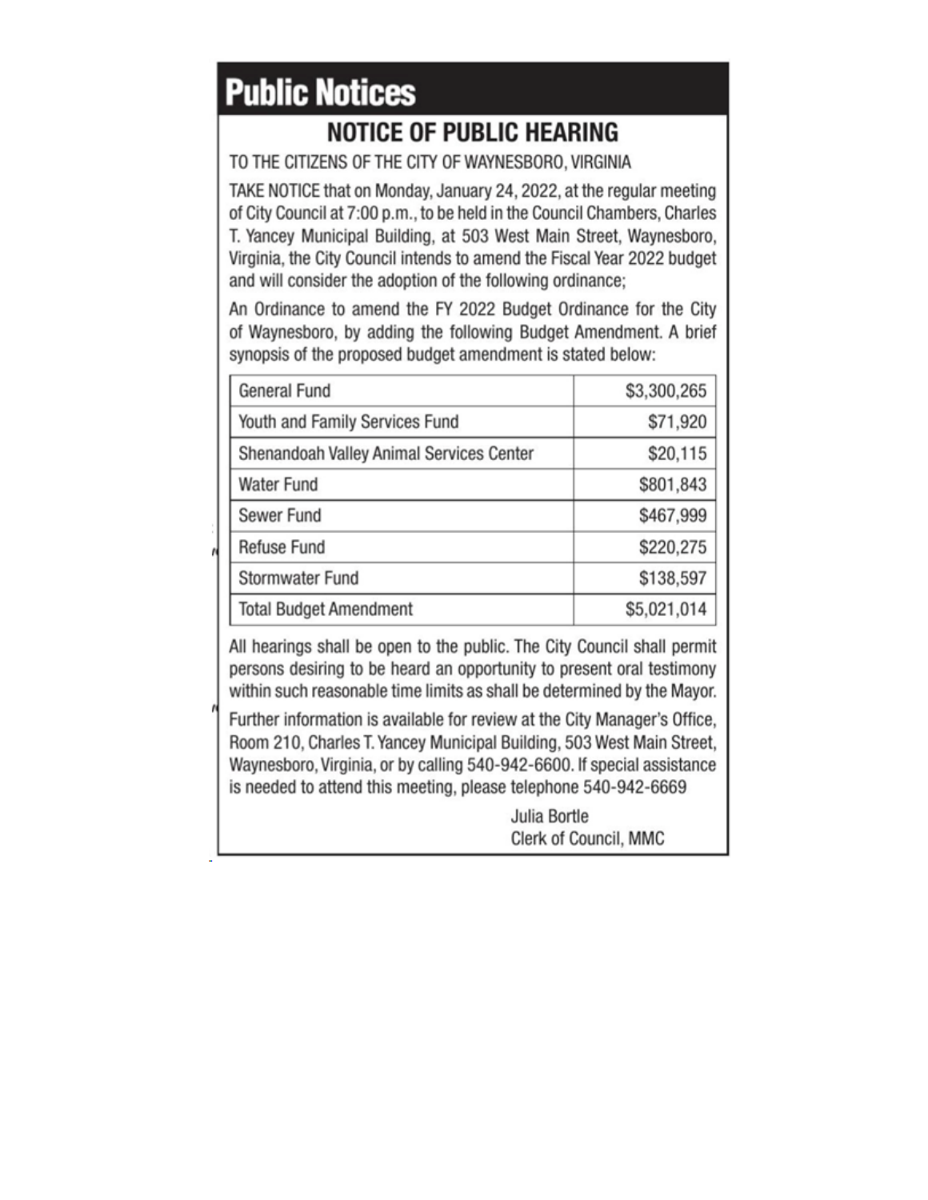# Public Notices

## NOTICE OF PUBLIC HEARING

TO THE CITIZENS OF THE CITY OF WAYNESBORO, VIRGINIA

TAKE NOTICE that on Monday, January 24, 2022, at the regular meeting of City Council at 7:00 p.m., to be held in the Council Chambers, Charles T. Yancey Municipal Building, at 503 West Main Street, Waynesboro, Virginia, the City Council intends to amend the Fiscal Year 2022 budget and will consider the adoption of the following ordinance;

An Ordinance to amend the FY 2022 Budget Ordinance for the City of Waynesboro, by adding the following Budget Amendment. A brief synopsis of the proposed budget amendment is stated below:

| | |
|---|---|
| General Fund | $3,300,265 |
| Youth and Family Services Fund | $71,920 |
| Shenandoah Valley Animal Services Center | $20,115 |
| Water Fund | $801,843 |
| Sewer Fund | $467,999 |
| Refuse Fund | $220,275 |
| Stormwater Fund | $138,597 |
| Total Budget Amendment | $5,021,014 |

All hearings shall be open to the public. The City Council shall permit persons desiring to be heard an opportunity to present oral testimony within such reasonable time limits as shall be determined by the Mayor.

Further information is available for review at the City Manager's Office, Room 210, Charles T. Yancey Municipal Building, 503 West Main Street, Waynesboro, Virginia, or by calling 540-942-6600. If special assistance is needed to attend this meeting, please telephone 540-942-6669

Julia Bortle
Clerk of Council, MMC